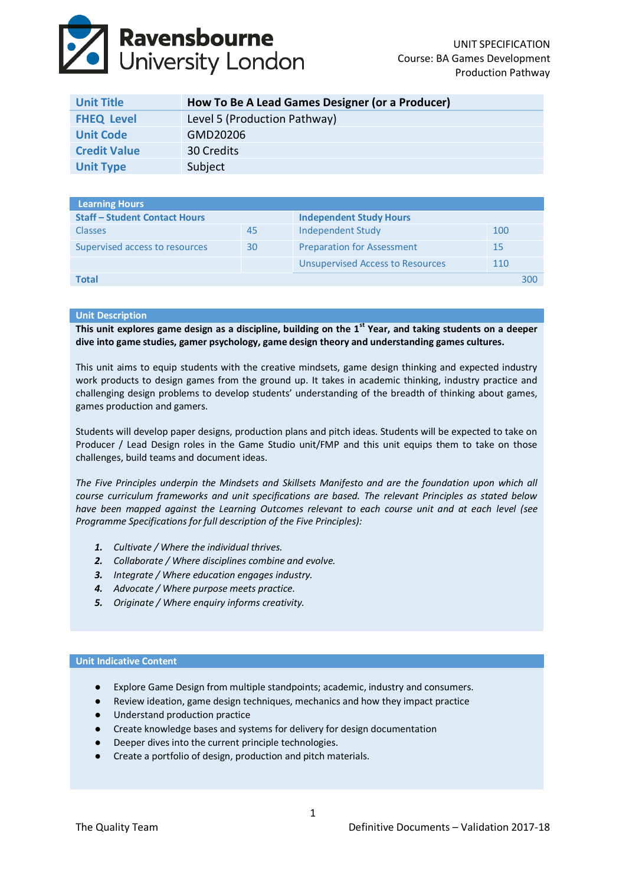Ravensbourne University London

UNIT SPECIFICATION
Course: BA Games Development
Production Pathway

| Unit Title | How To Be A Lead Games Designer (or a Producer) |
|---|---|
| FHEQ Level | Level 5 (Production Pathway) |
| Unit Code | GMD20206 |
| Credit Value | 30 Credits |
| Unit Type | Subject |

| Learning Hours | | | |
|---|---|---|---|
| **Staff – Student Contact Hours** | | **Independent Study Hours** | |
| Classes | 45 | Independent Study | 100 |
| Supervised access to resources | 30 | Preparation for Assessment | 15 |
| | | Unsupervised Access to Resources | 110 |
| **Total** | | | 300 |

## Unit Description

**This unit explores game design as a discipline, building on the 1st Year, and taking students on a deeper dive into game studies, gamer psychology, game design theory and understanding games cultures.**

This unit aims to equip students with the creative mindsets, game design thinking and expected industry work products to design games from the ground up. It takes in academic thinking, industry practice and challenging design problems to develop students' understanding of the breadth of thinking about games, games production and gamers.

Students will develop paper designs, production plans and pitch ideas. Students will be expected to take on Producer / Lead Design roles in the Game Studio unit/FMP and this unit equips them to take on those challenges, build teams and document ideas.

*The Five Principles underpin the Mindsets and Skillsets Manifesto and are the foundation upon which all course curriculum frameworks and unit specifications are based. The relevant Principles as stated below have been mapped against the Learning Outcomes relevant to each course unit and at each level (see Programme Specifications for full description of the Five Principles):*

1. *Cultivate / Where the individual thrives.*
2. *Collaborate / Where disciplines combine and evolve.*
3. *Integrate / Where education engages industry.*
4. *Advocate / Where purpose meets practice.*
5. *Originate / Where enquiry informs creativity.*

## Unit Indicative Content

- Explore Game Design from multiple standpoints; academic, industry and consumers.
- Review ideation, game design techniques, mechanics and how they impact practice
- Understand production practice
- Create knowledge bases and systems for delivery for design documentation
- Deeper dives into the current principle technologies.
- Create a portfolio of design, production and pitch materials.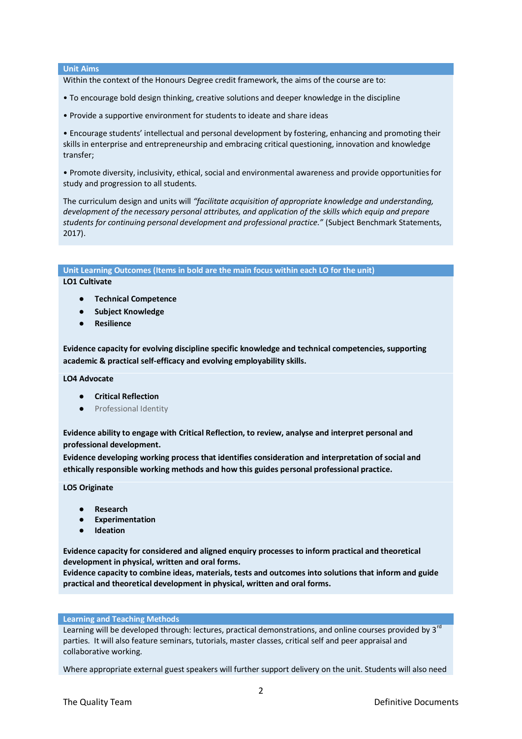## Unit Aims

Within the context of the Honours Degree credit framework, the aims of the course are to:

• To encourage bold design thinking, creative solutions and deeper knowledge in the discipline

• Provide a supportive environment for students to ideate and share ideas

• Encourage students' intellectual and personal development by fostering, enhancing and promoting their skills in enterprise and entrepreneurship and embracing critical questioning, innovation and knowledge transfer;

• Promote diversity, inclusivity, ethical, social and environmental awareness and provide opportunities for study and progression to all students.

The curriculum design and units will *"facilitate acquisition of appropriate knowledge and understanding, development of the necessary personal attributes, and application of the skills which equip and prepare students for continuing personal development and professional practice."* (Subject Benchmark Statements, 2017).

## Unit Learning Outcomes (Items in bold are the main focus within each LO for the unit)

**LO1 Cultivate**

- **Technical Competence**
- **Subject Knowledge**
- **Resilience**

**Evidence capacity for evolving discipline specific knowledge and technical competencies, supporting academic & practical self-efficacy and evolving employability skills.**

**LO4 Advocate**

- **Critical Reflection**
- Professional Identity

**Evidence ability to engage with Critical Reflection, to review, analyse and interpret personal and professional development.**

**Evidence developing working process that identifies consideration and interpretation of social and ethically responsible working methods and how this guides personal professional practice.**

**LO5 Originate**

- **Research**
- **Experimentation**
- **Ideation**

**Evidence capacity for considered and aligned enquiry processes to inform practical and theoretical development in physical, written and oral forms.**

**Evidence capacity to combine ideas, materials, tests and outcomes into solutions that inform and guide practical and theoretical development in physical, written and oral forms.**

## Learning and Teaching Methods

Learning will be developed through: lectures, practical demonstrations, and online courses provided by 3rd parties. It will also feature seminars, tutorials, master classes, critical self and peer appraisal and collaborative working.

Where appropriate external guest speakers will further support delivery on the unit. Students will also need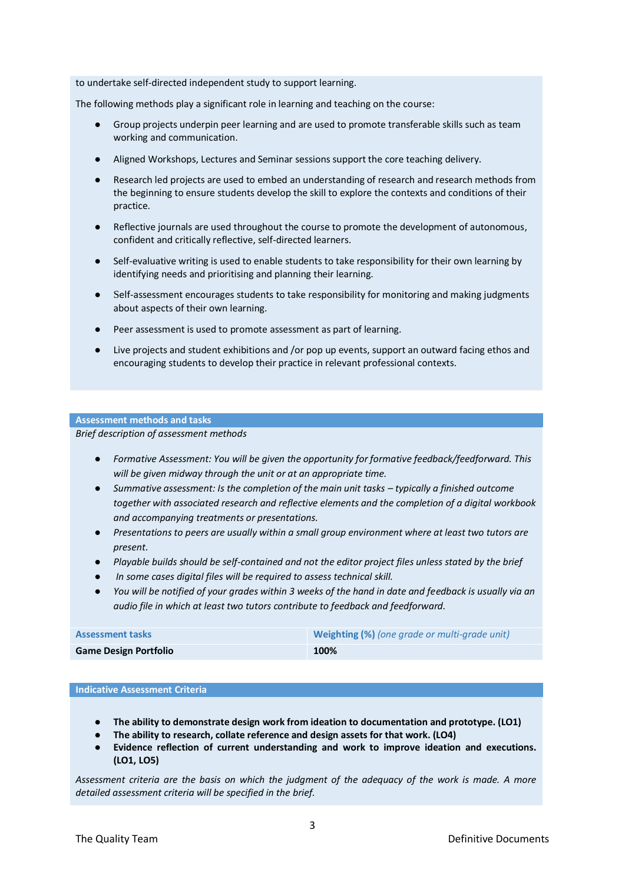to undertake self-directed independent study to support learning.

The following methods play a significant role in learning and teaching on the course:

- Group projects underpin peer learning and are used to promote transferable skills such as team working and communication.
- Aligned Workshops, Lectures and Seminar sessions support the core teaching delivery.
- Research led projects are used to embed an understanding of research and research methods from the beginning to ensure students develop the skill to explore the contexts and conditions of their practice.
- Reflective journals are used throughout the course to promote the development of autonomous, confident and critically reflective, self-directed learners.
- Self-evaluative writing is used to enable students to take responsibility for their own learning by identifying needs and prioritising and planning their learning.
- Self-assessment encourages students to take responsibility for monitoring and making judgments about aspects of their own learning.
- Peer assessment is used to promote assessment as part of learning.
- Live projects and student exhibitions and /or pop up events, support an outward facing ethos and encouraging students to develop their practice in relevant professional contexts.

## Assessment methods and tasks

*Brief description of assessment methods*

- *Formative Assessment: You will be given the opportunity for formative feedback/feedforward. This will be given midway through the unit or at an appropriate time.*
- *Summative assessment: Is the completion of the main unit tasks – typically a finished outcome together with associated research and reflective elements and the completion of a digital workbook and accompanying treatments or presentations.*
- *Presentations to peers are usually within a small group environment where at least two tutors are present.*
- *Playable builds should be self-contained and not the editor project files unless stated by the brief*
- *In some cases digital files will be required to assess technical skill.*
- *You will be notified of your grades within 3 weeks of the hand in date and feedback is usually via an audio file in which at least two tutors contribute to feedback and feedforward.*

| Assessment tasks | Weighting (%) *(one grade or multi-grade unit)* |
|---|---|
| **Game Design Portfolio** | **100%** |

## Indicative Assessment Criteria

- **The ability to demonstrate design work from ideation to documentation and prototype. (LO1)**
- **The ability to research, collate reference and design assets for that work. (LO4)**
- **Evidence reflection of current understanding and work to improve ideation and executions. (LO1, LO5)**

*Assessment criteria are the basis on which the judgment of the adequacy of the work is made. A more detailed assessment criteria will be specified in the brief.*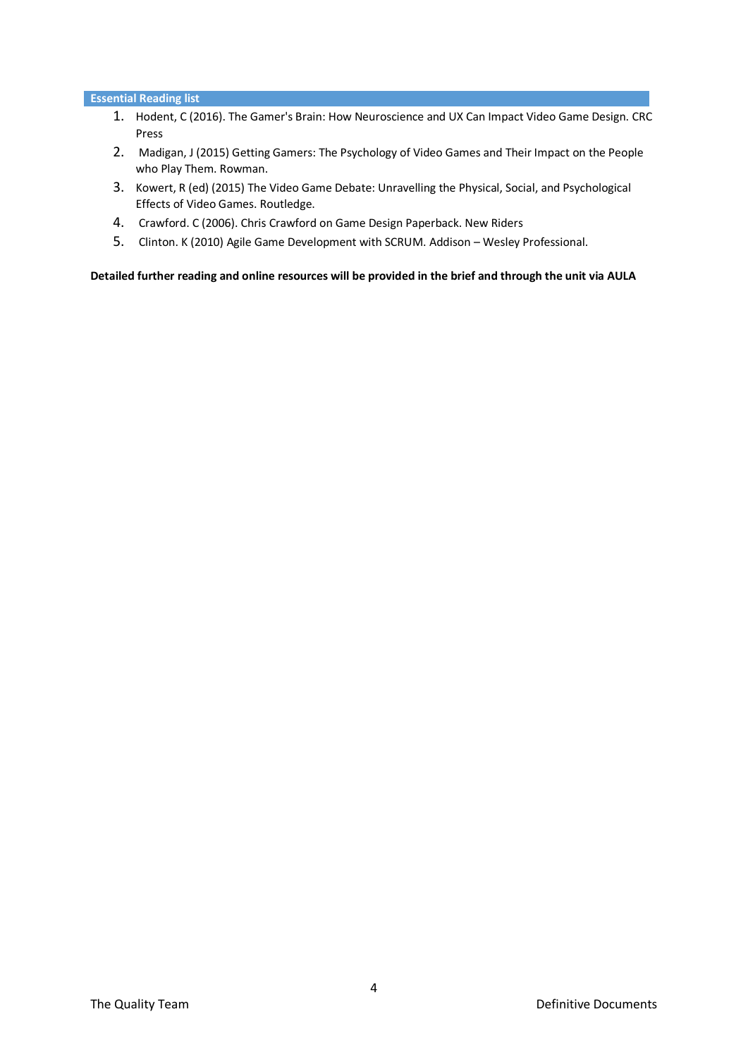## Essential Reading list

1. Hodent, C (2016). The Gamer's Brain: How Neuroscience and UX Can Impact Video Game Design. CRC Press
2. Madigan, J (2015) Getting Gamers: The Psychology of Video Games and Their Impact on the People who Play Them. Rowman.
3. Kowert, R (ed) (2015) The Video Game Debate: Unravelling the Physical, Social, and Psychological Effects of Video Games. Routledge.
4. Crawford. C (2006). Chris Crawford on Game Design Paperback. New Riders
5. Clinton. K (2010) Agile Game Development with SCRUM. Addison – Wesley Professional.

**Detailed further reading and online resources will be provided in the brief and through the unit via AULA**